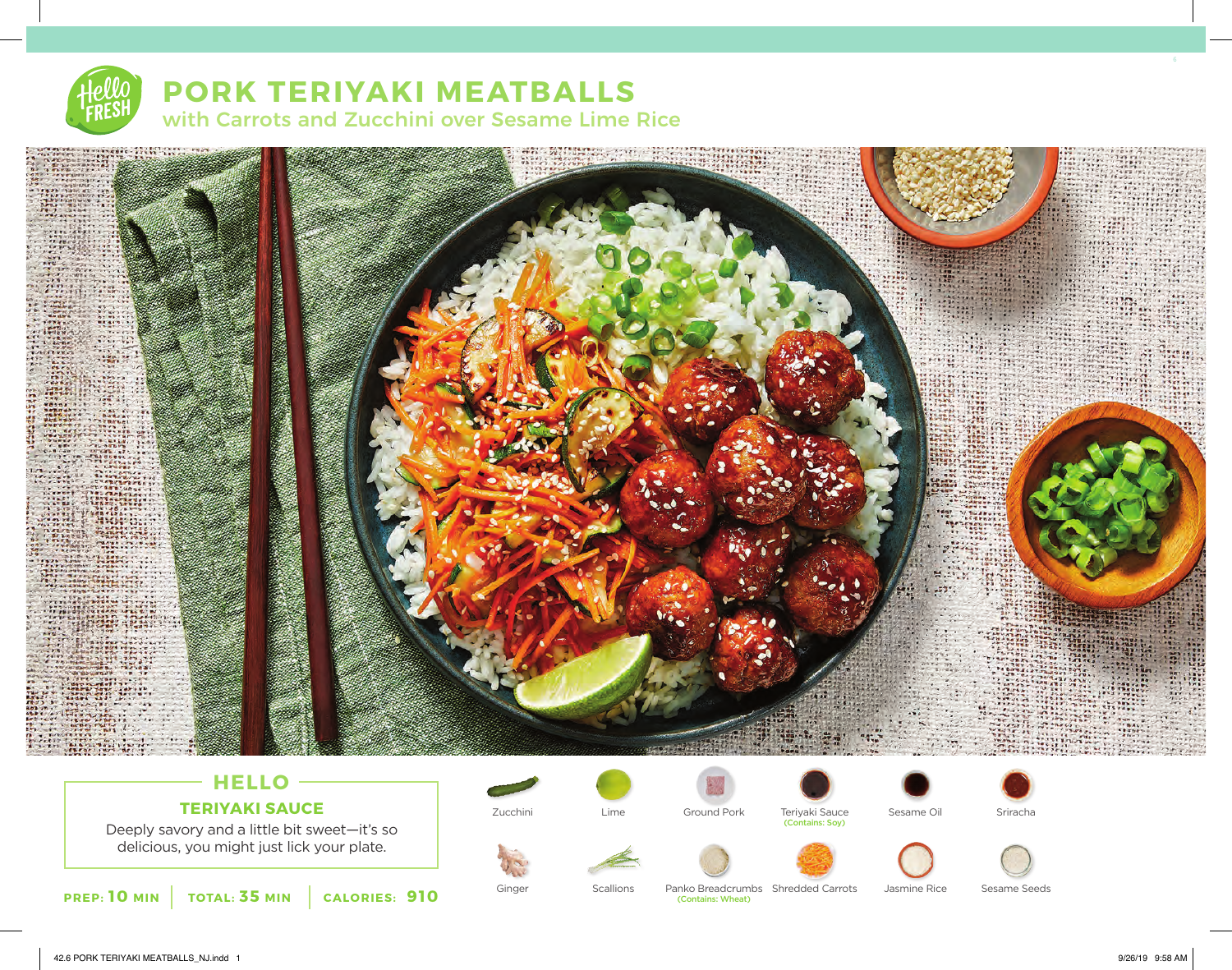# PORK TERIYAKI MEATBALLS

## with Carrots and Zucchini over Sesame Lime Rice

### HELLO

### TERIYAKI SAUCE

Deeply savory and a little bit sweet—it's so delicious, you might just lick your plate.

**PREP: 10 MIN** | **TOTAL: 35 MIN** | **CALORIES: 910**

- Zucchini
- Lime
- Ground Pork
- Teriyaki Sauce (Contains: Soy)
- Sesame Oil
- Sriracha
- Ginger
- Scallions
- Panko Breadcrumbs (Contains: Wheat)
- Shredded Carrots
- Jasmine Rice
- Sesame Seeds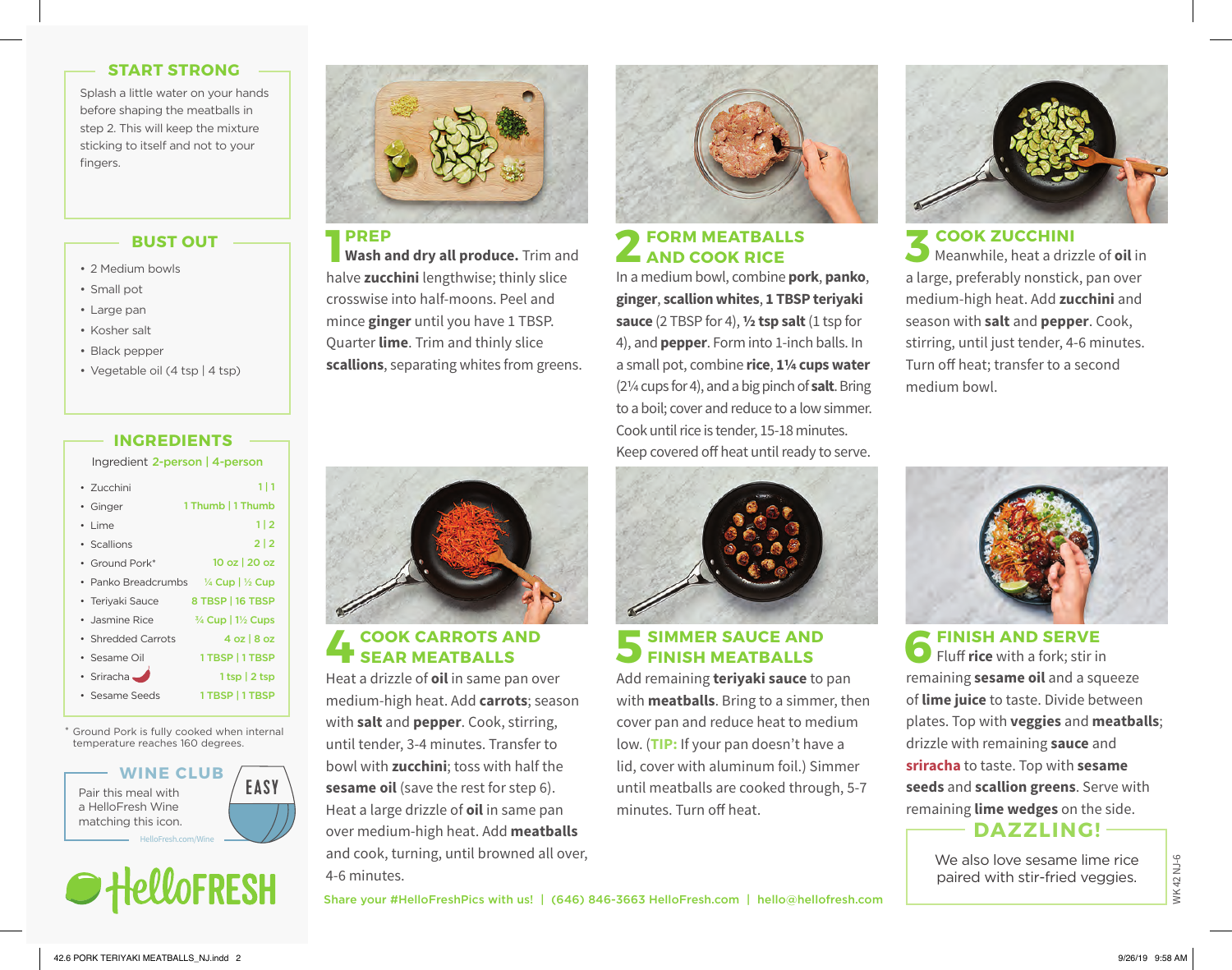## START STRONG

Splash a little water on your hands before shaping the meatballs in step 2. This will keep the mixture sticking to itself and not to your fingers.

## BUST OUT

- 2 Medium bowls
- Small pot
- Large pan
- Kosher salt
- Black pepper
- Vegetable oil (4 tsp | 4 tsp)

## INGREDIENTS

| Ingredient | 2-person \| 4-person |
|---|---|
| Zucchini | 1 \| 1 |
| Ginger | 1 Thumb \| 1 Thumb |
| Lime | 1 \| 2 |
| Scallions | 2 \| 2 |
| Ground Pork* | 10 oz \| 20 oz |
| Panko Breadcrumbs | ¼ Cup \| ½ Cup |
| Teriyaki Sauce | 8 TBSP \| 16 TBSP |
| Jasmine Rice | ¾ Cup \| 1½ Cups |
| Shredded Carrots | 4 oz \| 8 oz |
| Sesame Oil | 1 TBSP \| 1 TBSP |
| Sriracha | 1 tsp \| 2 tsp |
| Sesame Seeds | 1 TBSP \| 1 TBSP |

\* Ground Pork is fully cooked when internal temperature reaches 160 degrees.

## WINE CLUB

Pair this meal with a HelloFresh Wine matching this icon.

EASY

HelloFresh.com/Wine

HelloFRESH

## 1 PREP

**Wash and dry all produce.** Trim and halve **zucchini** lengthwise; thinly slice crosswise into half-moons. Peel and mince **ginger** until you have 1 TBSP. Quarter **lime**. Trim and thinly slice **scallions**, separating whites from greens.

## 2 FORM MEATBALLS AND COOK RICE

In a medium bowl, combine **pork**, **panko**, **ginger**, **scallion whites**, **1 TBSP teriyaki sauce** (2 TBSP for 4), **½ tsp salt** (1 tsp for 4), and **pepper**. Form into 1-inch balls. In a small pot, combine **rice**, **1¼ cups water** (2¼ cups for 4), and a big pinch of **salt**. Bring to a boil; cover and reduce to a low simmer. Cook until rice is tender, 15-18 minutes. Keep covered off heat until ready to serve.

## 3 COOK ZUCCHINI

Meanwhile, heat a drizzle of **oil** in a large, preferably nonstick, pan over medium-high heat. Add **zucchini** and season with **salt** and **pepper**. Cook, stirring, until just tender, 4-6 minutes. Turn off heat; transfer to a second medium bowl.

## 4 COOK CARROTS AND SEAR MEATBALLS

Heat a drizzle of **oil** in same pan over medium-high heat. Add **carrots**; season with **salt** and **pepper**. Cook, stirring, until tender, 3-4 minutes. Transfer to bowl with **zucchini**; toss with half the **sesame oil** (save the rest for step 6). Heat a large drizzle of **oil** in same pan over medium-high heat. Add **meatballs** and cook, turning, until browned all over, 4-6 minutes.

## 5 SIMMER SAUCE AND FINISH MEATBALLS

Add remaining **teriyaki sauce** to pan with **meatballs**. Bring to a simmer, then cover pan and reduce heat to medium low. (**TIP:** If your pan doesn't have a lid, cover with aluminum foil.) Simmer until meatballs are cooked through, 5-7 minutes. Turn off heat.

## 6 FINISH AND SERVE

Fluff **rice** with a fork; stir in remaining **sesame oil** and a squeeze of **lime juice** to taste. Divide between plates. Top with **veggies** and **meatballs**; drizzle with remaining **sauce** and **sriracha** to taste. Top with **sesame seeds** and **scallion greens**. Serve with remaining **lime wedges** on the side.

## DAZZLING!

We also love sesame lime rice paired with stir-fried veggies.

Share your #HelloFreshPics with us! | (646) 846-3663 HelloFresh.com | hello@hellofresh.com

WK 42 NJ-6